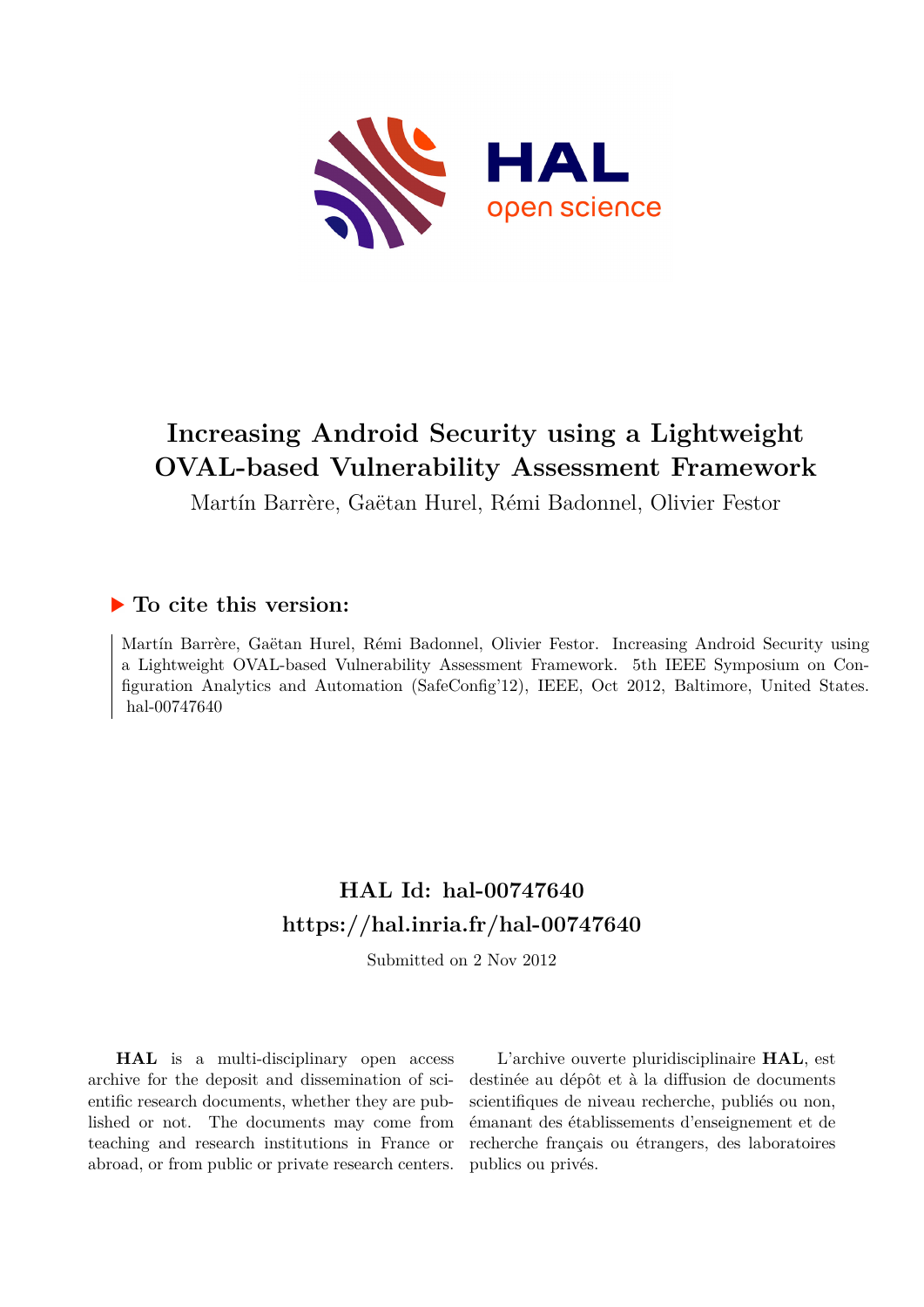# Increasing Android Security using a Lightweight OVAL-based Vulnerability Assessment Framework

Martín Barrère, Gaëtan Hurel, Rémi Badonnel, Olivier Festor

## ▶ To cite this version:

Martín Barrère, Gaëtan Hurel, Rémi Badonnel, Olivier Festor. Increasing Android Security using a Lightweight OVAL-based Vulnerability Assessment Framework. 5th IEEE Symposium on Configuration Analytics and Automation (SafeConfig'12), IEEE, Oct 2012, Baltimore, United States. hal-00747640

## HAL Id: hal-00747640
## https://hal.inria.fr/hal-00747640

Submitted on 2 Nov 2012

**HAL** is a multi-disciplinary open access archive for the deposit and dissemination of scientific research documents, whether they are published or not. The documents may come from teaching and research institutions in France or abroad, or from public or private research centers.

L'archive ouverte pluridisciplinaire **HAL**, est destinée au dépôt et à la diffusion de documents scientifiques de niveau recherche, publiés ou non, émanant des établissements d'enseignement et de recherche français ou étrangers, des laboratoires publics ou privés.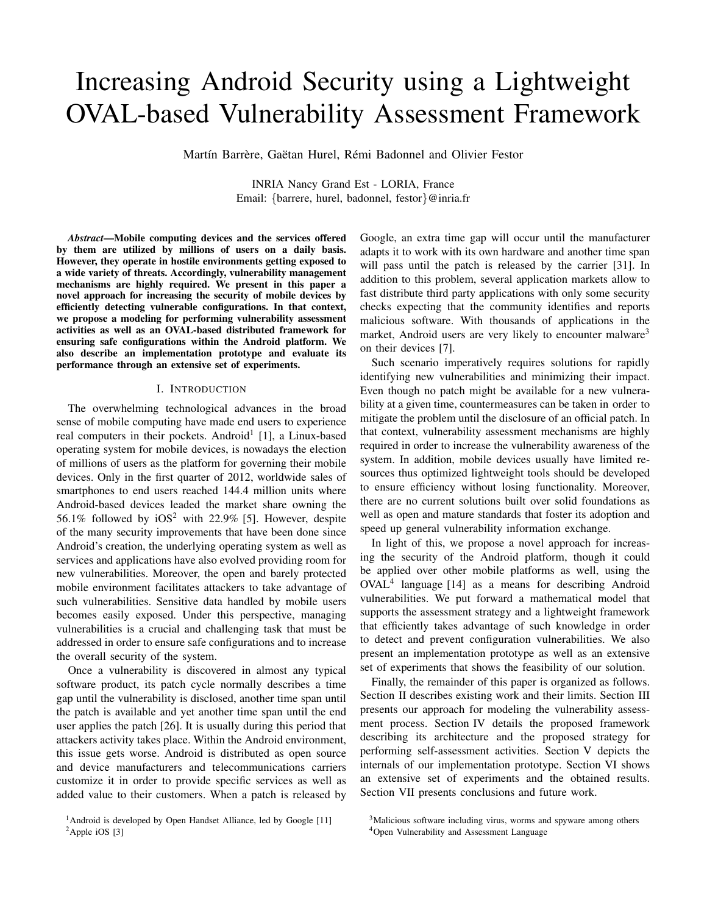# Increasing Android Security using a Lightweight OVAL-based Vulnerability Assessment Framework

Martín Barrère, Gaëtan Hurel, Rémi Badonnel and Olivier Festor

INRIA Nancy Grand Est - LORIA, France
Email: {barrere, hurel, badonnel, festor}@inria.fr

***Abstract*—Mobile computing devices and the services offered by them are utilized by millions of users on a daily basis. However, they operate in hostile environments getting exposed to a wide variety of threats. Accordingly, vulnerability management mechanisms are highly required. We present in this paper a novel approach for increasing the security of mobile devices by efficiently detecting vulnerable configurations. In that context, we propose a modeling for performing vulnerability assessment activities as well as an OVAL-based distributed framework for ensuring safe configurations within the Android platform. We also describe an implementation prototype and evaluate its performance through an extensive set of experiments.**

## I. Introduction

The overwhelming technological advances in the broad sense of mobile computing have made end users to experience real computers in their pockets. Android[1] [1], a Linux-based operating system for mobile devices, is nowadays the election of millions of users as the platform for governing their mobile devices. Only in the first quarter of 2012, worldwide sales of smartphones to end users reached 144.4 million units where Android-based devices leaded the market share owning the 56.1% followed by iOS[2] with 22.9% [5]. However, despite of the many security improvements that have been done since Android's creation, the underlying operating system as well as services and applications have also evolved providing room for new vulnerabilities. Moreover, the open and barely protected mobile environment facilitates attackers to take advantage of such vulnerabilities. Sensitive data handled by mobile users becomes easily exposed. Under this perspective, managing vulnerabilities is a crucial and challenging task that must be addressed in order to ensure safe configurations and to increase the overall security of the system.

Once a vulnerability is discovered in almost any typical software product, its patch cycle normally describes a time gap until the vulnerability is disclosed, another time span until the patch is available and yet another time span until the end user applies the patch [26]. It is usually during this period that attackers activity takes place. Within the Android environment, this issue gets worse. Android is distributed as open source and device manufacturers and telecommunications carriers customize it in order to provide specific services as well as added value to their customers. When a patch is released by Google, an extra time gap will occur until the manufacturer adapts it to work with its own hardware and another time span will pass until the patch is released by the carrier [31]. In addition to this problem, several application markets allow to fast distribute third party applications with only some security checks expecting that the community identifies and reports malicious software. With thousands of applications in the market, Android users are very likely to encounter malware[3] on their devices [7].

Such scenario imperatively requires solutions for rapidly identifying new vulnerabilities and minimizing their impact. Even though no patch might be available for a new vulnerability at a given time, countermeasures can be taken in order to mitigate the problem until the disclosure of an official patch. In that context, vulnerability assessment mechanisms are highly required in order to increase the vulnerability awareness of the system. In addition, mobile devices usually have limited resources thus optimized lightweight tools should be developed to ensure efficiency without losing functionality. Moreover, there are no current solutions built over solid foundations as well as open and mature standards that foster its adoption and speed up general vulnerability information exchange.

In light of this, we propose a novel approach for increasing the security of the Android platform, though it could be applied over other mobile platforms as well, using the OVAL[4] language [14] as a means for describing Android vulnerabilities. We put forward a mathematical model that supports the assessment strategy and a lightweight framework that efficiently takes advantage of such knowledge in order to detect and prevent configuration vulnerabilities. We also present an implementation prototype as well as an extensive set of experiments that shows the feasibility of our solution.

Finally, the remainder of this paper is organized as follows. Section II describes existing work and their limits. Section III presents our approach for modeling the vulnerability assessment process. Section IV details the proposed framework describing its architecture and the proposed strategy for performing self-assessment activities. Section V depicts the internals of our implementation prototype. Section VI shows an extensive set of experiments and the obtained results. Section VII presents conclusions and future work.

[1] Android is developed by Open Handset Alliance, led by Google [11]
[2] Apple iOS [3]
[3] Malicious software including virus, worms and spyware among others
[4] Open Vulnerability and Assessment Language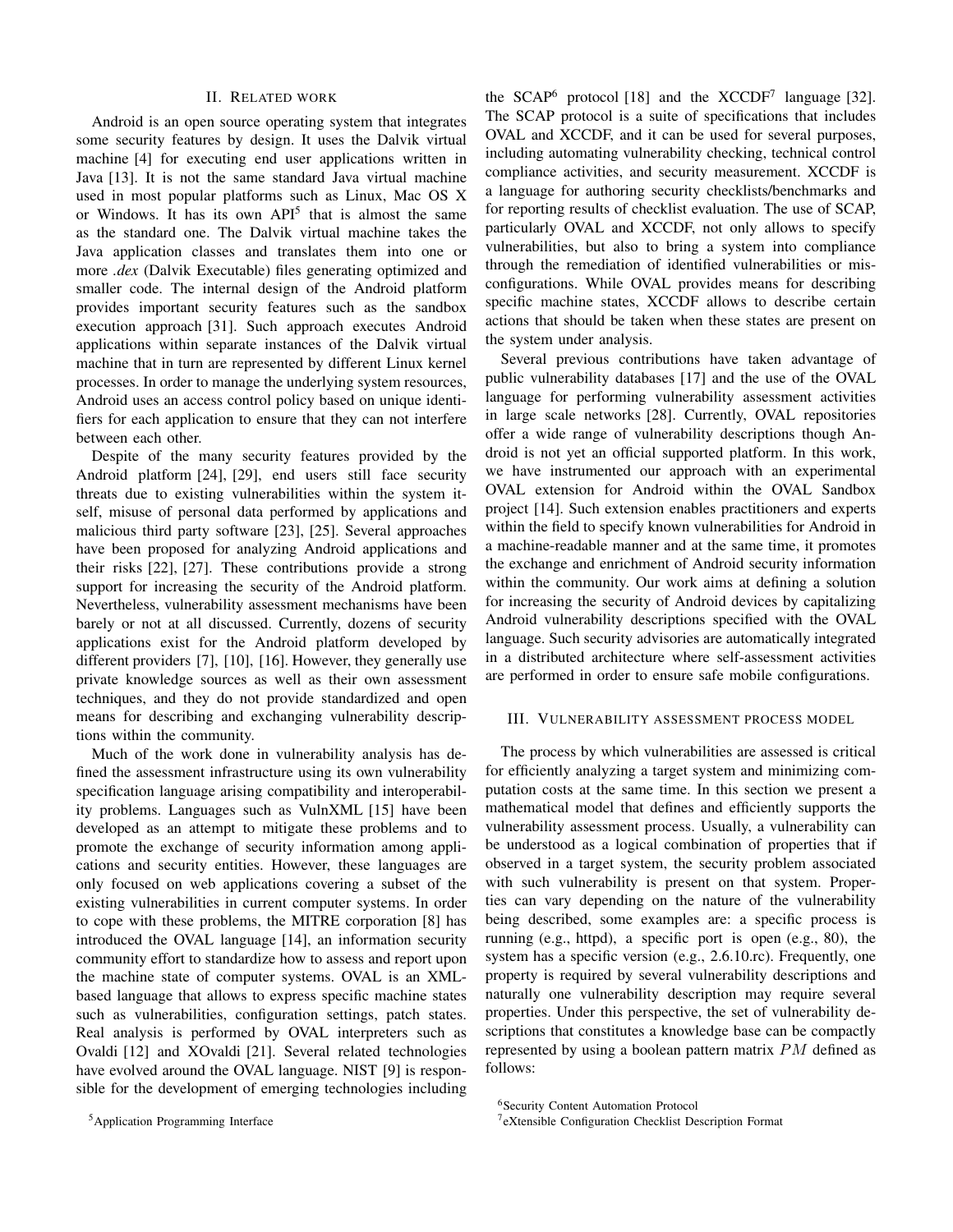## II. Related work

Android is an open source operating system that integrates some security features by design. It uses the Dalvik virtual machine [4] for executing end user applications written in Java [13]. It is not the same standard Java virtual machine used in most popular platforms such as Linux, Mac OS X or Windows. It has its own API[5] that is almost the same as the standard one. The Dalvik virtual machine takes the Java application classes and translates them into one or more *.dex* (Dalvik Executable) files generating optimized and smaller code. The internal design of the Android platform provides important security features such as the sandbox execution approach [31]. Such approach executes Android applications within separate instances of the Dalvik virtual machine that in turn are represented by different Linux kernel processes. In order to manage the underlying system resources, Android uses an access control policy based on unique identifiers for each application to ensure that they can not interfere between each other.

Despite of the many security features provided by the Android platform [24], [29], end users still face security threats due to existing vulnerabilities within the system itself, misuse of personal data performed by applications and malicious third party software [23], [25]. Several approaches have been proposed for analyzing Android applications and their risks [22], [27]. These contributions provide a strong support for increasing the security of the Android platform. Nevertheless, vulnerability assessment mechanisms have been barely or not at all discussed. Currently, dozens of security applications exist for the Android platform developed by different providers [7], [10], [16]. However, they generally use private knowledge sources as well as their own assessment techniques, and they do not provide standardized and open means for describing and exchanging vulnerability descriptions within the community.

Much of the work done in vulnerability analysis has defined the assessment infrastructure using its own vulnerability specification language arising compatibility and interoperability problems. Languages such as VulnXML [15] have been developed as an attempt to mitigate these problems and to promote the exchange of security information among applications and security entities. However, these languages are only focused on web applications covering a subset of the existing vulnerabilities in current computer systems. In order to cope with these problems, the MITRE corporation [8] has introduced the OVAL language [14], an information security community effort to standardize how to assess and report upon the machine state of computer systems. OVAL is an XML-based language that allows to express specific machine states such as vulnerabilities, configuration settings, patch states. Real analysis is performed by OVAL interpreters such as Ovaldi [12] and XOvaldi [21]. Several related technologies have evolved around the OVAL language. NIST [9] is responsible for the development of emerging technologies including the SCAP[6] protocol [18] and the XCCDF[7] language [32]. The SCAP protocol is a suite of specifications that includes OVAL and XCCDF, and it can be used for several purposes, including automating vulnerability checking, technical control compliance activities, and security measurement. XCCDF is a language for authoring security checklists/benchmarks and for reporting results of checklist evaluation. The use of SCAP, particularly OVAL and XCCDF, not only allows to specify vulnerabilities, but also to bring a system into compliance through the remediation of identified vulnerabilities or misconfigurations. While OVAL provides means for describing specific machine states, XCCDF allows to describe certain actions that should be taken when these states are present on the system under analysis.

Several previous contributions have taken advantage of public vulnerability databases [17] and the use of the OVAL language for performing vulnerability assessment activities in large scale networks [28]. Currently, OVAL repositories offer a wide range of vulnerability descriptions though Android is not yet an official supported platform. In this work, we have instrumented our approach with an experimental OVAL extension for Android within the OVAL Sandbox project [14]. Such extension enables practitioners and experts within the field to specify known vulnerabilities for Android in a machine-readable manner and at the same time, it promotes the exchange and enrichment of Android security information within the community. Our work aims at defining a solution for increasing the security of Android devices by capitalizing Android vulnerability descriptions specified with the OVAL language. Such security advisories are automatically integrated in a distributed architecture where self-assessment activities are performed in order to ensure safe mobile configurations.

## III. Vulnerability assessment process model

The process by which vulnerabilities are assessed is critical for efficiently analyzing a target system and minimizing computation costs at the same time. In this section we present a mathematical model that defines and efficiently supports the vulnerability assessment process. Usually, a vulnerability can be understood as a logical combination of properties that if observed in a target system, the security problem associated with such vulnerability is present on that system. Properties can vary depending on the nature of the vulnerability being described, some examples are: a specific process is running (e.g., httpd), a specific port is open (e.g., 80), the system has a specific version (e.g., 2.6.10.rc). Frequently, one property is required by several vulnerability descriptions and naturally one vulnerability description may require several properties. Under this perspective, the set of vulnerability descriptions that constitutes a knowledge base can be compactly represented by using a boolean pattern matrix $PM$ defined as follows:

[5] Application Programming Interface

[6] Security Content Automation Protocol

[7] eXtensible Configuration Checklist Description Format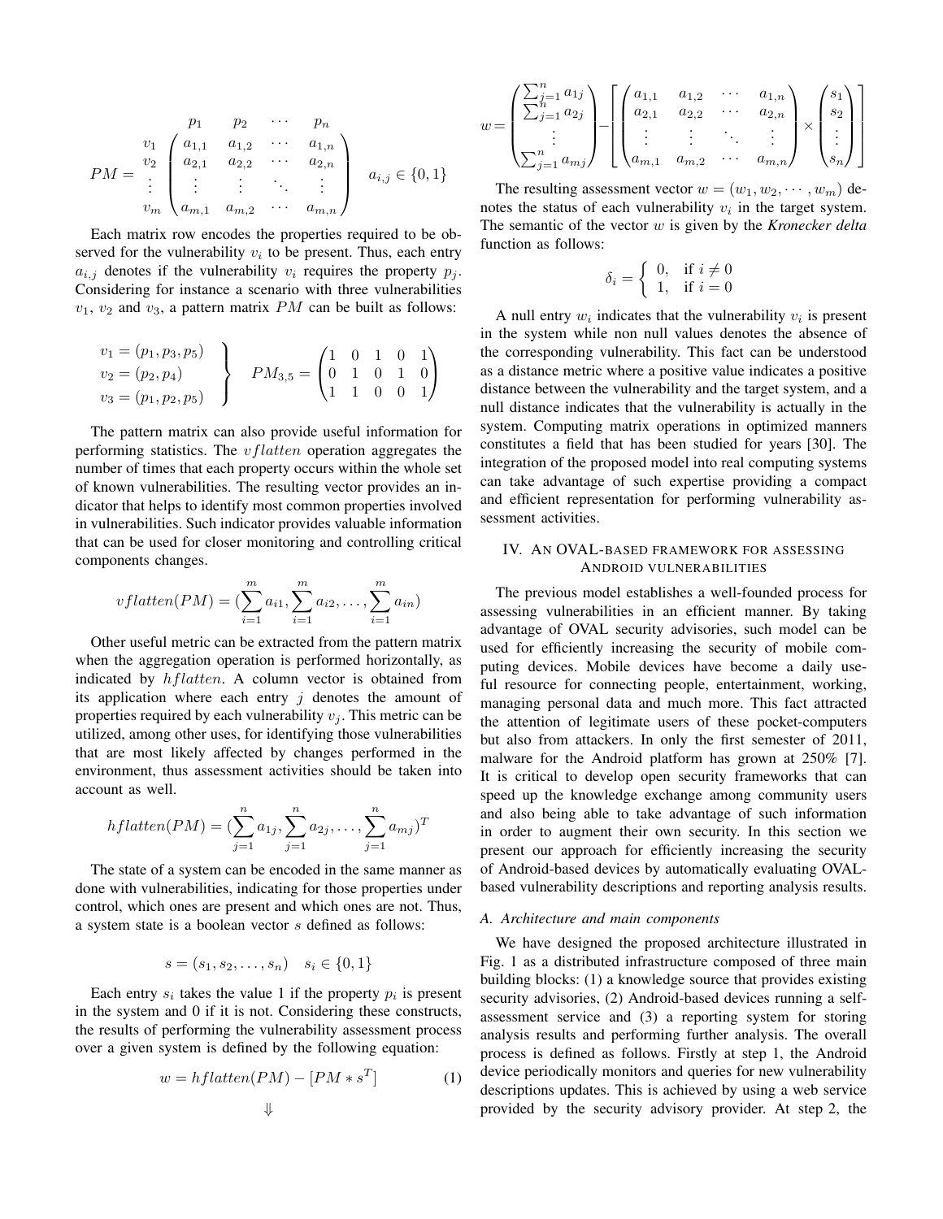$$PM = \begin{array}{c} \\ v_1 \\ v_2 \\ \vdots \\ v_m \end{array} \begin{array}{c} \begin{array}{cccc} p_1 & p_2 & \cdots & p_n \end{array} \\ \begin{pmatrix} a_{1,1} & a_{1,2} & \cdots & a_{1,n} \\ a_{2,1} & a_{2,2} & \cdots & a_{2,n} \\ \vdots & \vdots & \ddots & \vdots \\ a_{m,1} & a_{m,2} & \cdots & a_{m,n} \end{pmatrix} \end{array} \quad a_{i,j} \in \{0, 1\}$$

Each matrix row encodes the properties required to be observed for the vulnerability $v_i$ to be present. Thus, each entry $a_{i,j}$ denotes if the vulnerability $v_i$ requires the property $p_j$. Considering for instance a scenario with three vulnerabilities $v_1$, $v_2$ and $v_3$, a pattern matrix $PM$ can be built as follows:

$$\left. \begin{array}{l} v_1 = (p_1, p_3, p_5) \\ v_2 = (p_2, p_4) \\ v_3 = (p_1, p_2, p_5) \end{array} \right\} \quad PM_{3,5} = \begin{pmatrix} 1 & 0 & 1 & 0 & 1 \\ 0 & 1 & 0 & 1 & 0 \\ 1 & 1 & 0 & 0 & 1 \end{pmatrix}$$

The pattern matrix can also provide useful information for performing statistics. The $vflatten$ operation aggregates the number of times that each property occurs within the whole set of known vulnerabilities. The resulting vector provides an indicator that helps to identify most common properties involved in vulnerabilities. Such indicator provides valuable information that can be used for closer monitoring and controlling critical components changes.

$$vflatten(PM) = (\sum_{i=1}^{m} a_{i1}, \sum_{i=1}^{m} a_{i2}, \ldots, \sum_{i=1}^{m} a_{in})$$

Other useful metric can be extracted from the pattern matrix when the aggregation operation is performed horizontally, as indicated by $hflatten$. A column vector is obtained from its application where each entry $j$ denotes the amount of properties required by each vulnerability $v_j$. This metric can be utilized, among other uses, for identifying those vulnerabilities that are most likely affected by changes performed in the environment, thus assessment activities should be taken into account as well.

$$hflatten(PM) = (\sum_{j=1}^{n} a_{1j}, \sum_{j=1}^{n} a_{2j}, \ldots, \sum_{j=1}^{n} a_{mj})^T$$

The state of a system can be encoded in the same manner as done with vulnerabilities, indicating for those properties under control, which ones are present and which ones are not. Thus, a system state is a boolean vector $s$ defined as follows:

$$s = (s_1, s_2, \ldots, s_n) \quad s_i \in \{0, 1\}$$

Each entry $s_i$ takes the value 1 if the property $p_i$ is present in the system and 0 if it is not. Considering these constructs, the results of performing the vulnerability assessment process over a given system is defined by the following equation:

$$w = hflatten(PM) - [PM * s^T] \tag{1}$$

$$\Downarrow$$

$$w = \begin{pmatrix} \sum_{j=1}^{n} a_{1j} \\ \sum_{j=1}^{n} a_{2j} \\ \vdots \\ \sum_{j=1}^{n} a_{mj} \end{pmatrix} - \left[ \begin{pmatrix} a_{1,1} & a_{1,2} & \cdots & a_{1,n} \\ a_{2,1} & a_{2,2} & \cdots & a_{2,n} \\ \vdots & \vdots & \ddots & \vdots \\ a_{m,1} & a_{m,2} & \cdots & a_{m,n} \end{pmatrix} \times \begin{pmatrix} s_1 \\ s_2 \\ \vdots \\ s_n \end{pmatrix} \right]$$

The resulting assessment vector $w = (w_1, w_2, \cdots, w_m)$ denotes the status of each vulnerability $v_i$ in the target system. The semantic of the vector $w$ is given by the ***Kronecker delta*** function as follows:

$$\delta_i = \begin{cases} 0, & \text{if } i \neq 0 \\ 1, & \text{if } i = 0 \end{cases}$$

A null entry $w_i$ indicates that the vulnerability $v_i$ is present in the system while non null values denotes the absence of the corresponding vulnerability. This fact can be understood as a distance metric where a positive value indicates a positive distance between the vulnerability and the target system, and a null distance indicates that the vulnerability is actually in the system. Computing matrix operations in optimized manners constitutes a field that has been studied for years [30]. The integration of the proposed model into real computing systems can take advantage of such expertise providing a compact and efficient representation for performing vulnerability assessment activities.

## IV. An OVAL-based framework for assessing Android vulnerabilities

The previous model establishes a well-founded process for assessing vulnerabilities in an efficient manner. By taking advantage of OVAL security advisories, such model can be used for efficiently increasing the security of mobile computing devices. Mobile devices have become a daily useful resource for connecting people, entertainment, working, managing personal data and much more. This fact attracted the attention of legitimate users of these pocket-computers but also from attackers. In only the first semester of 2011, malware for the Android platform has grown at 250% [7]. It is critical to develop open security frameworks that can speed up the knowledge exchange among community users and also being able to take advantage of such information in order to augment their own security. In this section we present our approach for efficiently increasing the security of Android-based devices by automatically evaluating OVAL-based vulnerability descriptions and reporting analysis results.

### *A. Architecture and main components*

We have designed the proposed architecture illustrated in Fig. 1 as a distributed infrastructure composed of three main building blocks: (1) a knowledge source that provides existing security advisories, (2) Android-based devices running a self-assessment service and (3) a reporting system for storing analysis results and performing further analysis. The overall process is defined as follows. Firstly at step 1, the Android device periodically monitors and queries for new vulnerability descriptions updates. This is achieved by using a web service provided by the security advisory provider. At step 2, the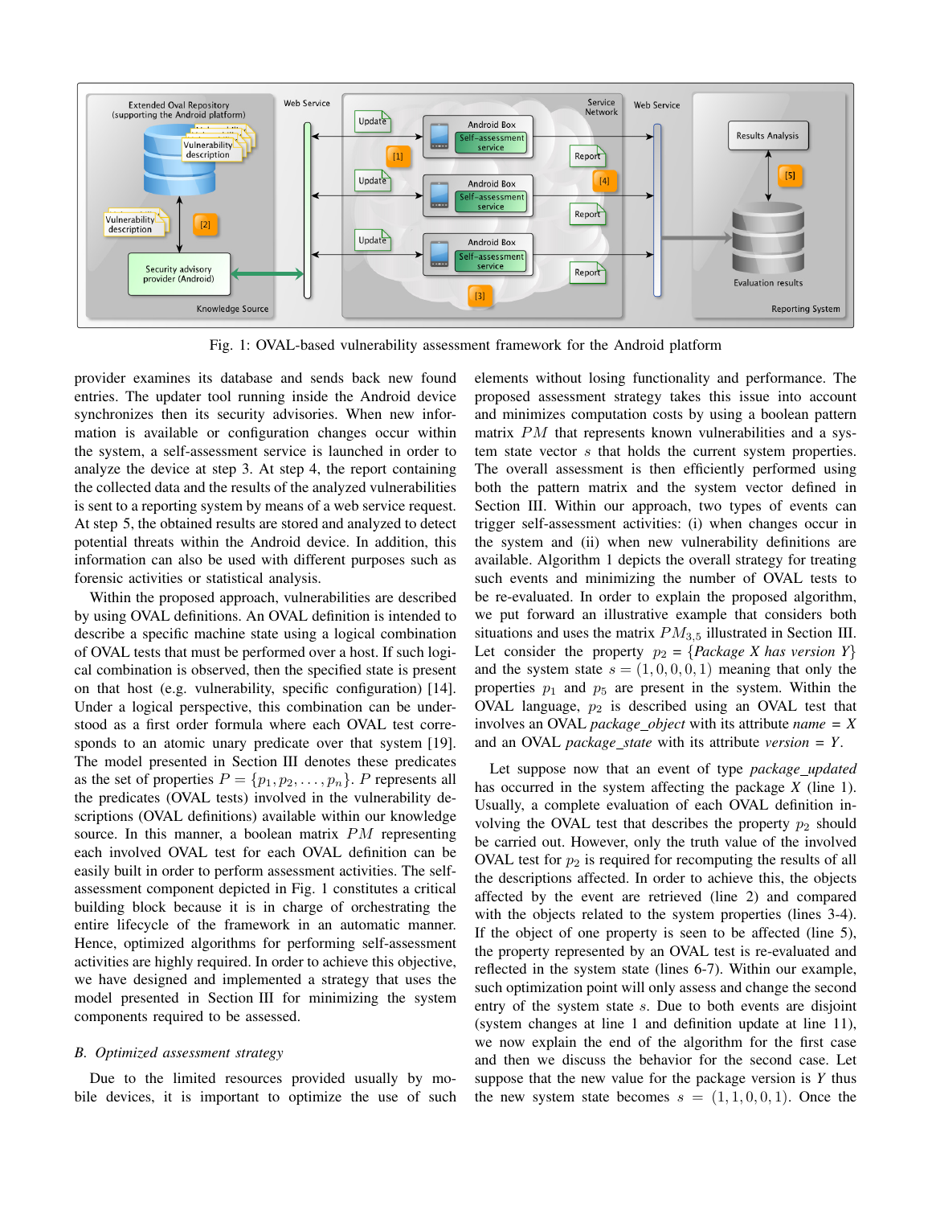Fig. 1: OVAL-based vulnerability assessment framework for the Android platform

provider examines its database and sends back new found entries. The updater tool running inside the Android device synchronizes then its security advisories. When new information is available or configuration changes occur within the system, a self-assessment service is launched in order to analyze the device at step 3. At step 4, the report containing the collected data and the results of the analyzed vulnerabilities is sent to a reporting system by means of a web service request. At step 5, the obtained results are stored and analyzed to detect potential threats within the Android device. In addition, this information can also be used with different purposes such as forensic activities or statistical analysis.

Within the proposed approach, vulnerabilities are described by using OVAL definitions. An OVAL definition is intended to describe a specific machine state using a logical combination of OVAL tests that must be performed over a host. If such logical combination is observed, then the specified state is present on that host (e.g. vulnerability, specific configuration) [14]. Under a logical perspective, this combination can be understood as a first order formula where each OVAL test corresponds to an atomic unary predicate over that system [19]. The model presented in Section III denotes these predicates as the set of properties $P = \{p_1, p_2, \ldots, p_n\}$. $P$ represents all the predicates (OVAL tests) involved in the vulnerability descriptions (OVAL definitions) available within our knowledge source. In this manner, a boolean matrix $PM$ representing each involved OVAL test for each OVAL definition can be easily built in order to perform assessment activities. The self-assessment component depicted in Fig. 1 constitutes a critical building block because it is in charge of orchestrating the entire lifecycle of the framework in an automatic manner. Hence, optimized algorithms for performing self-assessment activities are highly required. In order to achieve this objective, we have designed and implemented a strategy that uses the model presented in Section III for minimizing the system components required to be assessed.

### *B. Optimized assessment strategy*

Due to the limited resources provided usually by mobile devices, it is important to optimize the use of such elements without losing functionality and performance. The proposed assessment strategy takes this issue into account and minimizes computation costs by using a boolean pattern matrix $PM$ that represents known vulnerabilities and a system state vector $s$ that holds the current system properties. The overall assessment is then efficiently performed using both the pattern matrix and the system vector defined in Section III. Within our approach, two types of events can trigger self-assessment activities: (i) when changes occur in the system and (ii) when new vulnerability definitions are available. Algorithm 1 depicts the overall strategy for treating such events and minimizing the number of OVAL tests to be re-evaluated. In order to explain the proposed algorithm, we put forward an illustrative example that considers both situations and uses the matrix $PM_{3,5}$ illustrated in Section III. Let consider the property $p_2 = \{$*Package X has version Y*$\}$ and the system state $s = (1, 0, 0, 0, 1)$ meaning that only the properties $p_1$ and $p_5$ are present in the system. Within the OVAL language, $p_2$ is described using an OVAL test that involves an OVAL *package_object* with its attribute *name* = *X* and an OVAL *package_state* with its attribute *version* = *Y*.

Let suppose now that an event of type *package_updated* has occurred in the system affecting the package *X* (line 1). Usually, a complete evaluation of each OVAL definition involving the OVAL test that describes the property $p_2$ should be carried out. However, only the truth value of the involved OVAL test for $p_2$ is required for recomputing the results of all the descriptions affected. In order to achieve this, the objects affected by the event are retrieved (line 2) and compared with the objects related to the system properties (lines 3-4). If the object of one property is seen to be affected (line 5), the property represented by an OVAL test is re-evaluated and reflected in the system state (lines 6-7). Within our example, such optimization point will only assess and change the second entry of the system state $s$. Due to both events are disjoint (system changes at line 1 and definition update at line 11), we now explain the end of the algorithm for the first case and then we discuss the behavior for the second case. Let suppose that the new value for the package version is $Y$ thus the new system state becomes $s = (1, 1, 0, 0, 1)$. Once the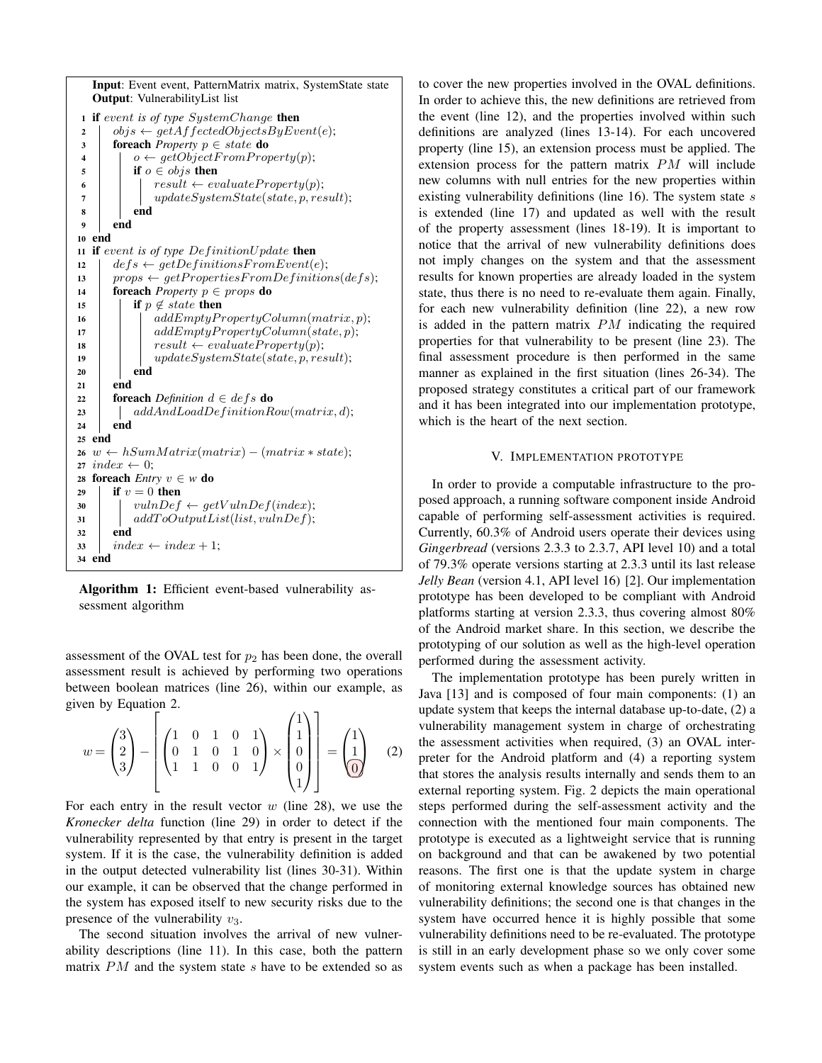```
    Input: Event event, PatternMatrix matrix, SystemState state
    Output: VulnerabilityList list
 1  if event is of type SystemChange then
 2      objs ← getAffectedObjectsByEvent(e);
 3      foreach Property p ∈ state do
 4          o ← getObjectFromProperty(p);
 5          if o ∈ objs then
 6              result ← evaluateProperty(p);
 7              updateSystemState(state, p, result);
 8          end
 9      end
10  end
11  if event is of type DefinitionUpdate then
12      defs ← getDefinitionsFromEvent(e);
13      props ← getPropertiesFromDefinitions(defs);
14      foreach Property p ∈ props do
15          if p ∉ state then
16              addEmptyPropertyColumn(matrix, p);
17              addEmptyPropertyColumn(state, p);
18              result ← evaluateProperty(p);
19              updateSystemState(state, p, result);
20          end
21      end
22      foreach Definition d ∈ defs do
23          addAndLoadDefinitionRow(matrix, d);
24      end
25  end
26  w ← hSumMatrix(matrix) − (matrix ∗ state);
27  index ← 0;
28  foreach Entry v ∈ w do
29      if v = 0 then
30          vulnDef ← getVulnDef(index);
31          addToOutputList(list, vulnDef);
32      end
33      index ← index + 1;
34  end
```

**Algorithm 1:** Efficient event-based vulnerability assessment algorithm

assessment of the OVAL test for $p_2$ has been done, the overall assessment result is achieved by performing two operations between boolean matrices (line 26), within our example, as given by Equation 2.

$$w = \begin{pmatrix} 3 \\ 2 \\ 3 \end{pmatrix} - \left[ \begin{pmatrix} 1 & 0 & 1 & 0 & 1 \\ 0 & 1 & 0 & 1 & 0 \\ 1 & 1 & 0 & 0 & 1 \end{pmatrix} \times \begin{pmatrix} 1 \\ 1 \\ 0 \\ 0 \\ 1 \end{pmatrix} \right] = \begin{pmatrix} 1 \\ 1 \\ 0 \end{pmatrix} \quad (2)$$

For each entry in the result vector $w$ (line 28), we use the *Kronecker delta* function (line 29) in order to detect if the vulnerability represented by that entry is present in the target system. If it is the case, the vulnerability definition is added in the output detected vulnerability list (lines 30-31). Within our example, it can be observed that the change performed in the system has exposed itself to new security risks due to the presence of the vulnerability $v_3$.

The second situation involves the arrival of new vulnerability descriptions (line 11). In this case, both the pattern matrix $PM$ and the system state $s$ have to be extended so as to cover the new properties involved in the OVAL definitions. In order to achieve this, the new definitions are retrieved from the event (line 12), and the properties involved within such definitions are analyzed (lines 13-14). For each uncovered property (line 15), an extension process must be applied. The extension process for the pattern matrix $PM$ will include new columns with null entries for the new properties within existing vulnerability definitions (line 16). The system state $s$ is extended (line 17) and updated as well with the result of the property assessment (lines 18-19). It is important to notice that the arrival of new vulnerability definitions does not imply changes on the system and that the assessment results for known properties are already loaded in the system state, thus there is no need to re-evaluate them again. Finally, for each new vulnerability definition (line 22), a new row is added in the pattern matrix $PM$ indicating the required properties for that vulnerability to be present (line 23). The final assessment procedure is then performed in the same manner as explained in the first situation (lines 26-34). The proposed strategy constitutes a critical part of our framework and it has been integrated into our implementation prototype, which is the heart of the next section.

## V. Implementation prototype

In order to provide a computable infrastructure to the proposed approach, a running software component inside Android capable of performing self-assessment activities is required. Currently, 60.3% of Android users operate their devices using *Gingerbread* (versions 2.3.3 to 2.3.7, API level 10) and a total of 79.3% operate versions starting at 2.3.3 until its last release *Jelly Bean* (version 4.1, API level 16) [2]. Our implementation prototype has been developed to be compliant with Android platforms starting at version 2.3.3, thus covering almost 80% of the Android market share. In this section, we describe the prototyping of our solution as well as the high-level operation performed during the assessment activity.

The implementation prototype has been purely written in Java [13] and is composed of four main components: (1) an update system that keeps the internal database up-to-date, (2) a vulnerability management system in charge of orchestrating the assessment activities when required, (3) an OVAL interpreter for the Android platform and (4) a reporting system that stores the analysis results internally and sends them to an external reporting system. Fig. 2 depicts the main operational steps performed during the self-assessment activity and the connection with the mentioned four main components. The prototype is executed as a lightweight service that is running on background and that can be awakened by two potential reasons. The first one is that the update system in charge of monitoring external knowledge sources has obtained new vulnerability definitions; the second one is that changes in the system have occurred hence it is highly possible that some vulnerability definitions need to be re-evaluated. The prototype is still in an early development phase so we only cover some system events such as when a package has been installed.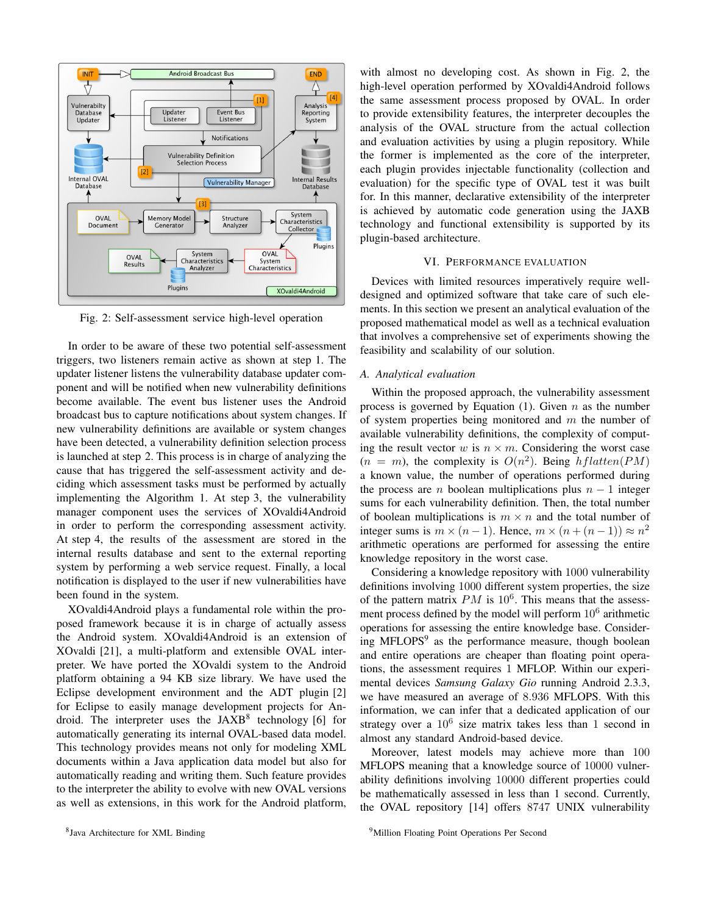Fig. 2: Self-assessment service high-level operation

In order to be aware of these two potential self-assessment triggers, two listeners remain active as shown at step 1. The updater listener listens the vulnerability database updater component and will be notified when new vulnerability definitions become available. The event bus listener uses the Android broadcast bus to capture notifications about system changes. If new vulnerability definitions are available or system changes have been detected, a vulnerability definition selection process is launched at step 2. This process is in charge of analyzing the cause that has triggered the self-assessment activity and deciding which assessment tasks must be performed by actually implementing the Algorithm 1. At step 3, the vulnerability manager component uses the services of XOvaldi4Android in order to perform the corresponding assessment activity. At step 4, the results of the assessment are stored in the internal results database and sent to the external reporting system by performing a web service request. Finally, a local notification is displayed to the user if new vulnerabilities have been found in the system.

XOvaldi4Android plays a fundamental role within the proposed framework because it is in charge of actually assess the Android system. XOvaldi4Android is an extension of XOvaldi [21], a multi-platform and extensible OVAL interpreter. We have ported the XOvaldi system to the Android platform obtaining a 94 KB size library. We have used the Eclipse development environment and the ADT plugin [2] for Eclipse to easily manage development projects for Android. The interpreter uses the JAXB[8] technology [6] for automatically generating its internal OVAL-based data model. This technology provides means not only for modeling XML documents within a Java application data model but also for automatically reading and writing them. Such feature provides to the interpreter the ability to evolve with new OVAL versions as well as extensions, in this work for the Android platform, with almost no developing cost. As shown in Fig. 2, the high-level operation performed by XOvaldi4Android follows the same assessment process proposed by OVAL. In order to provide extensibility features, the interpreter decouples the analysis of the OVAL structure from the actual collection and evaluation activities by using a plugin repository. While the former is implemented as the core of the interpreter, each plugin provides injectable functionality (collection and evaluation) for the specific type of OVAL test it was built for. In this manner, declarative extensibility of the interpreter is achieved by automatic code generation using the JAXB technology and functional extensibility is supported by its plugin-based architecture.

## VI. Performance evaluation

Devices with limited resources imperatively require well-designed and optimized software that take care of such elements. In this section we present an analytical evaluation of the proposed mathematical model as well as a technical evaluation that involves a comprehensive set of experiments showing the feasibility and scalability of our solution.

### A. Analytical evaluation

Within the proposed approach, the vulnerability assessment process is governed by Equation (1). Given $n$ as the number of system properties being monitored and $m$ the number of available vulnerability definitions, the complexity of computing the result vector $w$ is $n \times m$. Considering the worst case ($n = m$), the complexity is $O(n^2)$. Being $hflatten(PM)$ a known value, the number of operations performed during the process are $n$ boolean multiplications plus $n - 1$ integer sums for each vulnerability definition. Then, the total number of boolean multiplications is $m \times n$ and the total number of integer sums is $m \times (n - 1)$. Hence, $m \times (n + (n - 1)) \approx n^2$ arithmetic operations are performed for assessing the entire knowledge repository in the worst case.

Considering a knowledge repository with 1000 vulnerability definitions involving 1000 different system properties, the size of the pattern matrix $PM$ is $10^6$. This means that the assessment process defined by the model will perform $10^6$ arithmetic operations for assessing the entire knowledge base. Considering MFLOPS[9] as the performance measure, though boolean and entire operations are cheaper than floating point operations, the assessment requires 1 MFLOP. Within our experimental devices *Samsung Galaxy Gio* running Android 2.3.3, we have measured an average of 8.936 MFLOPS. With this information, we can infer that a dedicated application of our strategy over a $10^6$ size matrix takes less than 1 second in almost any standard Android-based device.

Moreover, latest models may achieve more than 100 MFLOPS meaning that a knowledge source of 10000 vulnerability definitions involving 10000 different properties could be mathematically assessed in less than 1 second. Currently, the OVAL repository [14] offers 8747 UNIX vulnerability

[8] Java Architecture for XML Binding

[9] Million Floating Point Operations Per Second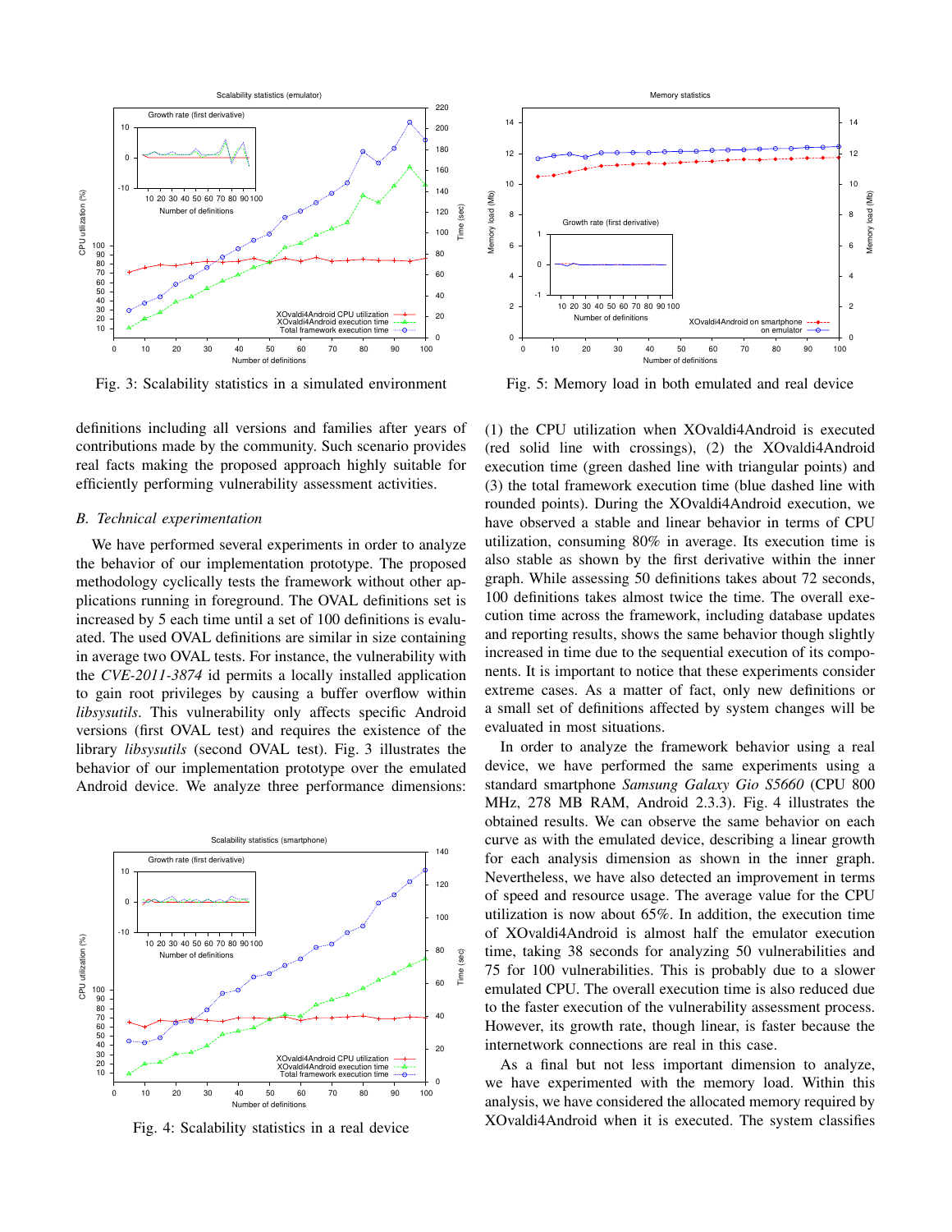Fig. 3: Scalability statistics in a simulated environment

Fig. 5: Memory load in both emulated and real device

definitions including all versions and families after years of contributions made by the community. Such scenario provides real facts making the proposed approach highly suitable for efficiently performing vulnerability assessment activities.

### B. Technical experimentation

We have performed several experiments in order to analyze the behavior of our implementation prototype. The proposed methodology cyclically tests the framework without other applications running in foreground. The OVAL definitions set is increased by 5 each time until a set of 100 definitions is evaluated. The used OVAL definitions are similar in size containing in average two OVAL tests. For instance, the vulnerability with the *CVE-2011-3874* id permits a locally installed application to gain root privileges by causing a buffer overflow within *libsysutils*. This vulnerability only affects specific Android versions (first OVAL test) and requires the existence of the library *libsysutils* (second OVAL test). Fig. 3 illustrates the behavior of our implementation prototype over the emulated Android device. We analyze three performance dimensions:

Fig. 4: Scalability statistics in a real device

(1) the CPU utilization when XOvaldi4Android is executed (red solid line with crossings), (2) the XOvaldi4Android execution time (green dashed line with triangular points) and (3) the total framework execution time (blue dashed line with rounded points). During the XOvaldi4Android execution, we have observed a stable and linear behavior in terms of CPU utilization, consuming 80% in average. Its execution time is also stable as shown by the first derivative within the inner graph. While assessing 50 definitions takes about 72 seconds, 100 definitions takes almost twice the time. The overall execution time across the framework, including database updates and reporting results, shows the same behavior though slightly increased in time due to the sequential execution of its components. It is important to notice that these experiments consider extreme cases. As a matter of fact, only new definitions or a small set of definitions affected by system changes will be evaluated in most situations.

In order to analyze the framework behavior using a real device, we have performed the same experiments using a standard smartphone *Samsung Galaxy Gio S5660* (CPU 800 MHz, 278 MB RAM, Android 2.3.3). Fig. 4 illustrates the obtained results. We can observe the same behavior on each curve as with the emulated device, describing a linear growth for each analysis dimension as shown in the inner graph. Nevertheless, we have also detected an improvement in terms of speed and resource usage. The average value for the CPU utilization is now about 65%. In addition, the execution time of XOvaldi4Android is almost half the emulator execution time, taking 38 seconds for analyzing 50 vulnerabilities and 75 for 100 vulnerabilities. This is probably due to a slower emulated CPU. The overall execution time is also reduced due to the faster execution of the vulnerability assessment process. However, its growth rate, though linear, is faster because the internetwork connections are real in this case.

As a final but not less important dimension to analyze, we have experimented with the memory load. Within this analysis, we have considered the allocated memory required by XOvaldi4Android when it is executed. The system classifies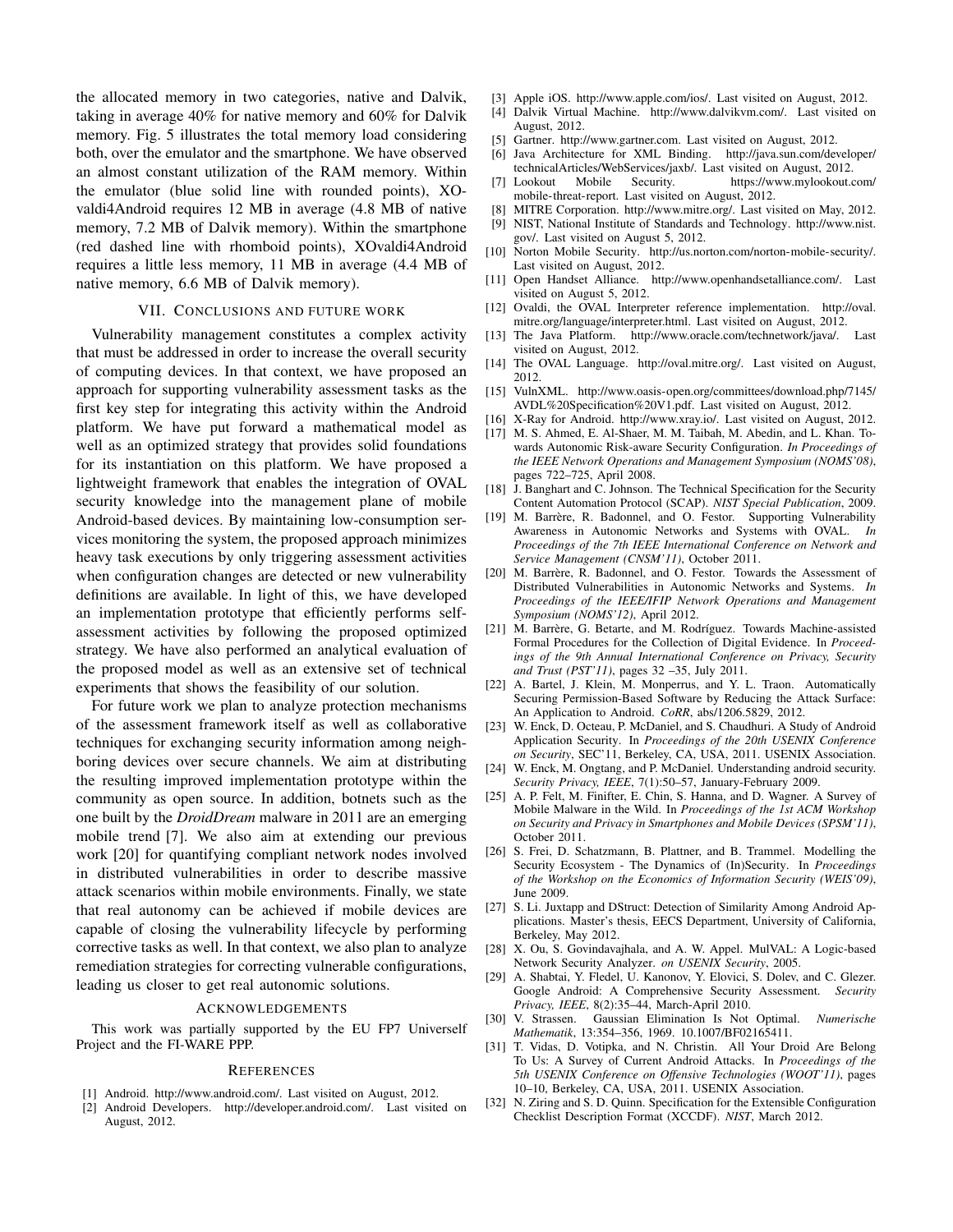the allocated memory in two categories, native and Dalvik, taking in average 40% for native memory and 60% for Dalvik memory. Fig. 5 illustrates the total memory load considering both, over the emulator and the smartphone. We have observed an almost constant utilization of the RAM memory. Within the emulator (blue solid line with rounded points), XOvaldi4Android requires 12 MB in average (4.8 MB of native memory, 7.2 MB of Dalvik memory). Within the smartphone (red dashed line with rhomboid points), XOvaldi4Android requires a little less memory, 11 MB in average (4.4 MB of native memory, 6.6 MB of Dalvik memory).

## VII. Conclusions and Future Work

Vulnerability management constitutes a complex activity that must be addressed in order to increase the overall security of computing devices. In that context, we have proposed an approach for supporting vulnerability assessment tasks as the first key step for integrating this activity within the Android platform. We have put forward a mathematical model as well as an optimized strategy that provides solid foundations for its instantiation on this platform. We have proposed a lightweight framework that enables the integration of OVAL security knowledge into the management plane of mobile Android-based devices. By maintaining low-consumption services monitoring the system, the proposed approach minimizes heavy task executions by only triggering assessment activities when configuration changes are detected or new vulnerability definitions are available. In light of this, we have developed an implementation prototype that efficiently performs self-assessment activities by following the proposed optimized strategy. We have also performed an analytical evaluation of the proposed model as well as an extensive set of technical experiments that shows the feasibility of our solution.

For future work we plan to analyze protection mechanisms of the assessment framework itself as well as collaborative techniques for exchanging security information among neighboring devices over secure channels. We aim at distributing the resulting improved implementation prototype within the community as open source. In addition, botnets such as the one built by the *DroidDream* malware in 2011 are an emerging mobile trend [7]. We also aim at extending our previous work [20] for quantifying compliant network nodes involved in distributed vulnerabilities in order to describe massive attack scenarios within mobile environments. Finally, we state that real autonomy can be achieved if mobile devices are capable of closing the vulnerability lifecycle by performing corrective tasks as well. In that context, we also plan to analyze remediation strategies for correcting vulnerable configurations, leading us closer to get real autonomic solutions.

## Acknowledgements

This work was partially supported by the EU FP7 Univerself Project and the FI-WARE PPP.

## References

[1] Android. http://www.android.com/. Last visited on August, 2012.
[2] Android Developers. http://developer.android.com/. Last visited on August, 2012.
[3] Apple iOS. http://www.apple.com/ios/. Last visited on August, 2012.
[4] Dalvik Virtual Machine. http://www.dalvikvm.com/. Last visited on August, 2012.
[5] Gartner. http://www.gartner.com. Last visited on August, 2012.
[6] Java Architecture for XML Binding. http://java.sun.com/developer/technicalArticles/WebServices/jaxb/. Last visited on August, 2012.
[7] Lookout Mobile Security. https://www.mylookout.com/mobile-threat-report. Last visited on August, 2012.
[8] MITRE Corporation. http://www.mitre.org/. Last visited on May, 2012.
[9] NIST, National Institute of Standards and Technology. http://www.nist.gov/. Last visited on August 5, 2012.
[10] Norton Mobile Security. http://us.norton.com/norton-mobile-security/. Last visited on August, 2012.
[11] Open Handset Alliance. http://www.openhandsetalliance.com/. Last visited on August 5, 2012.
[12] Ovaldi, the OVAL Interpreter reference implementation. http://oval.mitre.org/language/interpreter.html. Last visited on August, 2012.
[13] The Java Platform. http://www.oracle.com/technetwork/java/. Last visited on August, 2012.
[14] The OVAL Language. http://oval.mitre.org/. Last visited on August, 2012.
[15] VulnXML. http://www.oasis-open.org/committees/download.php/7145/AVDL%20Specification%20V1.pdf. Last visited on August, 2012.
[16] X-Ray for Android. http://www.xray.io/. Last visited on August, 2012.
[17] M. S. Ahmed, E. Al-Shaer, M. M. Taibah, M. Abedin, and L. Khan. Towards Autonomic Risk-aware Security Configuration. *In Proceedings of the IEEE Network Operations and Management Symposium (NOMS'08)*, pages 722–725, April 2008.
[18] J. Banghart and C. Johnson. The Technical Specification for the Security Content Automation Protocol (SCAP). *NIST Special Publication*, 2009.
[19] M. Barrère, R. Badonnel, and O. Festor. Supporting Vulnerability Awareness in Autonomic Networks and Systems with OVAL. *In Proceedings of the 7th IEEE International Conference on Network and Service Management (CNSM'11)*, October 2011.
[20] M. Barrère, R. Badonnel, and O. Festor. Towards the Assessment of Distributed Vulnerabilities in Autonomic Networks and Systems. *In Proceedings of the IEEE/IFIP Network Operations and Management Symposium (NOMS'12)*, April 2012.
[21] M. Barrère, G. Betarte, and M. Rodríguez. Towards Machine-assisted Formal Procedures for the Collection of Digital Evidence. In *Proceedings of the 9th Annual International Conference on Privacy, Security and Trust (PST'11)*, pages 32 –35, July 2011.
[22] A. Bartel, J. Klein, M. Monperrus, and Y. L. Traon. Automatically Securing Permission-Based Software by Reducing the Attack Surface: An Application to Android. *CoRR*, abs/1206.5829, 2012.
[23] W. Enck, D. Octeau, P. McDaniel, and S. Chaudhuri. A Study of Android Application Security. In *Proceedings of the 20th USENIX Conference on Security*, SEC'11, Berkeley, CA, USA, 2011. USENIX Association.
[24] W. Enck, M. Ongtang, and P. McDaniel. Understanding android security. *Security Privacy, IEEE*, 7(1):50–57, January-February 2009.
[25] A. P. Felt, M. Finifter, E. Chin, S. Hanna, and D. Wagner. A Survey of Mobile Malware in the Wild. In *Proceedings of the 1st ACM Workshop on Security and Privacy in Smartphones and Mobile Devices (SPSM'11)*, October 2011.
[26] S. Frei, D. Schatzmann, B. Plattner, and B. Trammel. Modelling the Security Ecosystem - The Dynamics of (In)Security. In *Proceedings of the Workshop on the Economics of Information Security (WEIS'09)*, June 2009.
[27] S. Li. Juxtapp and DStruct: Detection of Similarity Among Android Applications. Master's thesis, EECS Department, University of California, Berkeley, May 2012.
[28] X. Ou, S. Govindavajhala, and A. W. Appel. MulVAL: A Logic-based Network Security Analyzer. *on USENIX Security*, 2005.
[29] A. Shabtai, Y. Fledel, U. Kanonov, Y. Elovici, S. Dolev, and C. Glezer. Google Android: A Comprehensive Security Assessment. *Security Privacy, IEEE*, 8(2):35–44, March-April 2010.
[30] V. Strassen. Gaussian Elimination Is Not Optimal. *Numerische Mathematik*, 13:354–356, 1969. 10.1007/BF02165411.
[31] T. Vidas, D. Votipka, and N. Christin. All Your Droid Are Belong To Us: A Survey of Current Android Attacks. In *Proceedings of the 5th USENIX Conference on Offensive Technologies (WOOT'11)*, pages 10–10, Berkeley, CA, USA, 2011. USENIX Association.
[32] N. Ziring and S. D. Quinn. Specification for the Extensible Configuration Checklist Description Format (XCCDF). *NIST*, March 2012.